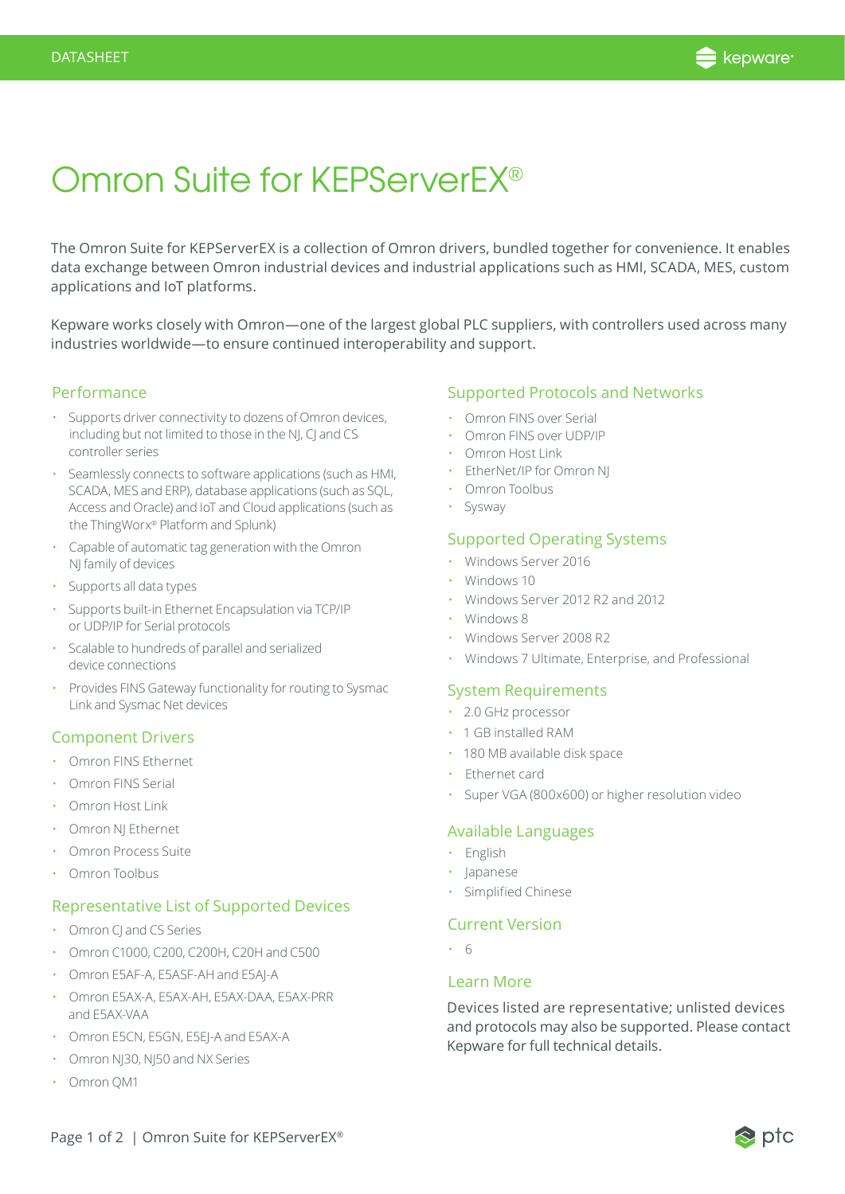# Omron Suite for KEPServerEX®

The Omron Suite for KEPServerEX is a collection of Omron drivers, bundled together for convenience. It enables data exchange between Omron industrial devices and industrial applications such as HMI, SCADA, MES, custom applications and IoT platforms.

Kepware works closely with Omron—one of the largest global PLC suppliers, with controllers used across many industries worldwide—to ensure continued interoperability and support.

## Performance

- Supports driver connectivity to dozens of Omron devices, including but not limited to those in the NJ, CJ and CS controller series
- Seamlessly connects to software applications (such as HMI, SCADA, MES and ERP), database applications (such as SQL, Access and Oracle) and IoT and Cloud applications (such as the ThingWorx® Platform and Splunk)
- Capable of automatic tag generation with the Omron NJ family of devices
- Supports all data types
- Supports built-in Ethernet Encapsulation via TCP/IP or UDP/IP for Serial protocols
- Scalable to hundreds of parallel and serialized device connections
- Provides FINS Gateway functionality for routing to Sysmac Link and Sysmac Net devices

## Component Drivers

- Omron FINS Ethernet
- Omron FINS Serial
- Omron Host Link
- Omron NJ Ethernet
- Omron Process Suite
- Omron Toolbus

## Representative List of Supported Devices

- Omron CJ and CS Series
- Omron C1000, C200, C200H, C20H and C500
- Omron E5AF-A, E5ASF-AH and E5AJ-A
- Omron E5AX-A, E5AX-AH, E5AX-DAA, E5AX-PRR and E5AX-VAA
- Omron E5CN, E5GN, E5EJ-A and E5AX-A
- Omron NJ30, NJ50 and NX Series
- Omron QM1

## Supported Protocols and Networks

- Omron FINS over Serial
- Omron FINS over UDP/IP
- Omron Host Link
- EtherNet/IP for Omron NJ
- Omron Toolbus
- Sysway

## Supported Operating Systems

- Windows Server 2016
- Windows 10
- Windows Server 2012 R2 and 2012
- Windows 8
- Windows Server 2008 R2
- Windows 7 Ultimate, Enterprise, and Professional

## System Requirements

- 2.0 GHz processor
- 1 GB installed RAM
- 180 MB available disk space
- Ethernet card
- Super VGA (800x600) or higher resolution video

## Available Languages

- English
- Japanese
- Simplified Chinese

## Current Version

- 6

## Learn More

Devices listed are representative; unlisted devices and protocols may also be supported. Please contact Kepware for full technical details.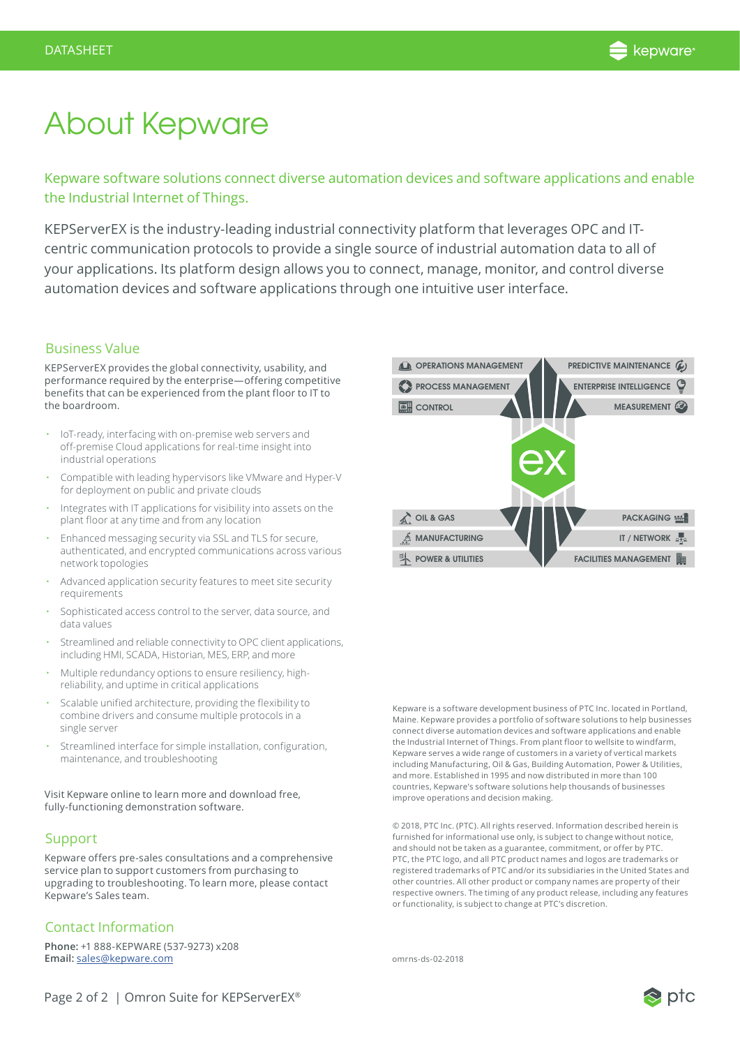DATASHEET

# About Kepware

Kepware software solutions connect diverse automation devices and software applications and enable the Industrial Internet of Things.

KEPServerEX is the industry-leading industrial connectivity platform that leverages OPC and IT-centric communication protocols to provide a single source of industrial automation data to all of your applications. Its platform design allows you to connect, manage, monitor, and control diverse automation devices and software applications through one intuitive user interface.

## Business Value

KEPServerEX provides the global connectivity, usability, and performance required by the enterprise—offering competitive benefits that can be experienced from the plant floor to IT to the boardroom.

- IoT-ready, interfacing with on-premise web servers and off-premise Cloud applications for real-time insight into industrial operations
- Compatible with leading hypervisors like VMware and Hyper-V for deployment on public and private clouds
- Integrates with IT applications for visibility into assets on the plant floor at any time and from any location
- Enhanced messaging security via SSL and TLS for secure, authenticated, and encrypted communications across various network topologies
- Advanced application security features to meet site security requirements
- Sophisticated access control to the server, data source, and data values
- Streamlined and reliable connectivity to OPC client applications, including HMI, SCADA, Historian, MES, ERP, and more
- Multiple redundancy options to ensure resiliency, high-reliability, and uptime in critical applications
- Scalable unified architecture, providing the flexibility to combine drivers and consume multiple protocols in a single server
- Streamlined interface for simple installation, configuration, maintenance, and troubleshooting

Visit Kepware online to learn more and download free, fully-functioning demonstration software.

OPERATIONS MANAGEMENT
PROCESS MANAGEMENT
CONTROL
PREDICTIVE MAINTENANCE
ENTERPRISE INTELLIGENCE
MEASUREMENT
ex
OIL & GAS
MANUFACTURING
POWER & UTILITIES
PACKAGING
IT / NETWORK
FACILITIES MANAGEMENT

## Support

Kepware offers pre-sales consultations and a comprehensive service plan to support customers from purchasing to upgrading to troubleshooting. To learn more, please contact Kepware's Sales team.

## Contact Information

**Phone:** +1 888-KEPWARE (537-9273) x208
**Email:** sales@kepware.com

Kepware is a software development business of PTC Inc. located in Portland, Maine. Kepware provides a portfolio of software solutions to help businesses connect diverse automation devices and software applications and enable the Industrial Internet of Things. From plant floor to wellsite to windfarm, Kepware serves a wide range of customers in a variety of vertical markets including Manufacturing, Oil & Gas, Building Automation, Power & Utilities, and more. Established in 1995 and now distributed in more than 100 countries, Kepware's software solutions help thousands of businesses improve operations and decision making.

© 2018, PTC Inc. (PTC). All rights reserved. Information described herein is furnished for informational use only, is subject to change without notice, and should not be taken as a guarantee, commitment, or offer by PTC. PTC, the PTC logo, and all PTC product names and logos are trademarks or registered trademarks of PTC and/or its subsidiaries in the United States and other countries. All other product or company names are property of their respective owners. The timing of any product release, including any features or functionality, is subject to change at PTC's discretion.

omrns-ds-02-2018